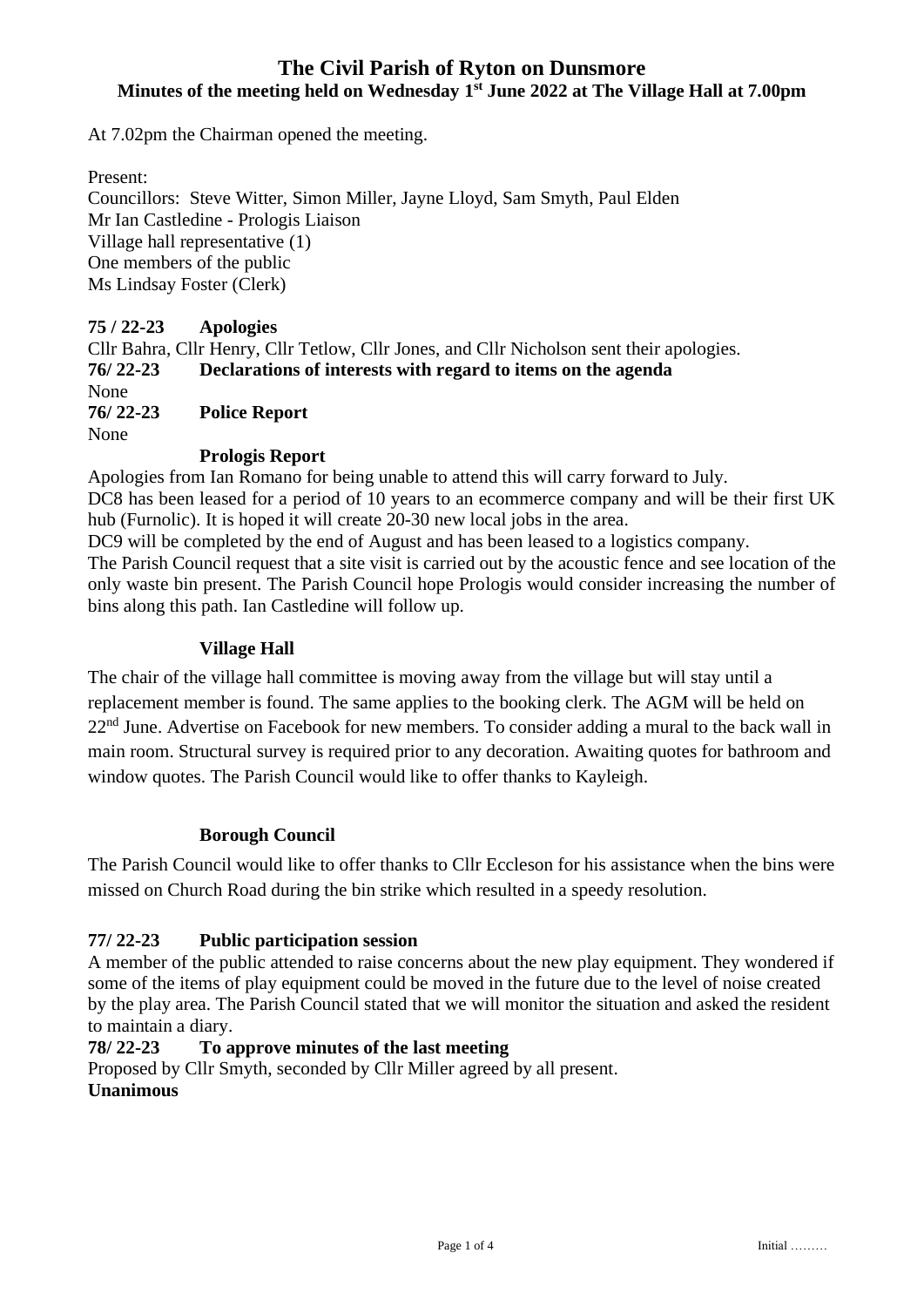# The Civil Parish of Ryton on Dunsmore

## Minutes of the meeting held on Wednesday 1st June 2022 at The Village Hall at 7.00pm

At 7.02pm the Chairman opened the meeting.

Present:
Councillors: Steve Witter, Simon Miller, Jayne Lloyd, Sam Smyth, Paul Elden
Mr Ian Castledine - Prologis Liaison
Village hall representative (1)
One members of the public
Ms Lindsay Foster (Clerk)

**75 / 22-23 Apologies**

Cllr Bahra, Cllr Henry, Cllr Tetlow, Cllr Jones, and Cllr Nicholson sent their apologies.

**76/ 22-23 Declarations of interests with regard to items on the agenda**

None

**76/ 22-23 Police Report**

None

**Prologis Report**

Apologies from Ian Romano for being unable to attend this will carry forward to July.
DC8 has been leased for a period of 10 years to an ecommerce company and will be their first UK hub (Furnolic). It is hoped it will create 20-30 new local jobs in the area.
DC9 will be completed by the end of August and has been leased to a logistics company.
The Parish Council request that a site visit is carried out by the acoustic fence and see location of the only waste bin present. The Parish Council hope Prologis would consider increasing the number of bins along this path. Ian Castledine will follow up.

**Village Hall**

The chair of the village hall committee is moving away from the village but will stay until a replacement member is found. The same applies to the booking clerk. The AGM will be held on 22nd June. Advertise on Facebook for new members. To consider adding a mural to the back wall in main room. Structural survey is required prior to any decoration. Awaiting quotes for bathroom and window quotes. The Parish Council would like to offer thanks to Kayleigh.

**Borough Council**

The Parish Council would like to offer thanks to Cllr Eccleson for his assistance when the bins were missed on Church Road during the bin strike which resulted in a speedy resolution.

**77/ 22-23 Public participation session**

A member of the public attended to raise concerns about the new play equipment. They wondered if some of the items of play equipment could be moved in the future due to the level of noise created by the play area. The Parish Council stated that we will monitor the situation and asked the resident to maintain a diary.

**78/ 22-23 To approve minutes of the last meeting**

Proposed by Cllr Smyth, seconded by Cllr Miller agreed by all present.
**Unanimous**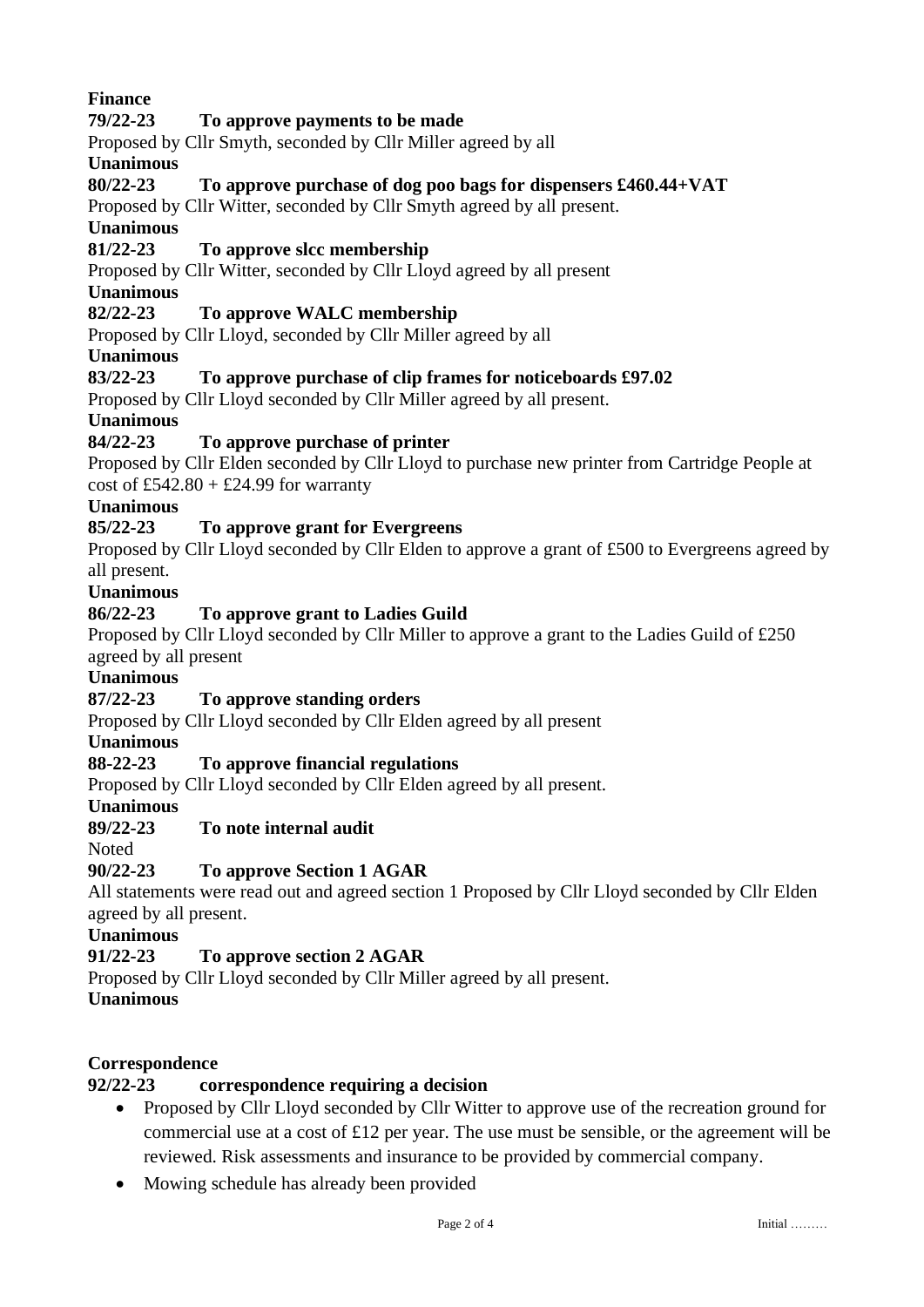**Finance**

**79/22-23 To approve payments to be made**

Proposed by Cllr Smyth, seconded by Cllr Miller agreed by all

**Unanimous**

**80/22-23 To approve purchase of dog poo bags for dispensers £460.44+VAT**

Proposed by Cllr Witter, seconded by Cllr Smyth agreed by all present.

**Unanimous**

**81/22-23 To approve slcc membership**

Proposed by Cllr Witter, seconded by Cllr Lloyd agreed by all present

**Unanimous**

**82/22-23 To approve WALC membership**

Proposed by Cllr Lloyd, seconded by Cllr Miller agreed by all

**Unanimous**

**83/22-23 To approve purchase of clip frames for noticeboards £97.02**

Proposed by Cllr Lloyd seconded by Cllr Miller agreed by all present.

**Unanimous**

**84/22-23 To approve purchase of printer**

Proposed by Cllr Elden seconded by Cllr Lloyd to purchase new printer from Cartridge People at cost of £542.80 + £24.99 for warranty

**Unanimous**

**85/22-23 To approve grant for Evergreens**

Proposed by Cllr Lloyd seconded by Cllr Elden to approve a grant of £500 to Evergreens agreed by all present.

**Unanimous**

**86/22-23 To approve grant to Ladies Guild**

Proposed by Cllr Lloyd seconded by Cllr Miller to approve a grant to the Ladies Guild of £250 agreed by all present

**Unanimous**

**87/22-23 To approve standing orders**

Proposed by Cllr Lloyd seconded by Cllr Elden agreed by all present

**Unanimous**

**88-22-23 To approve financial regulations**

Proposed by Cllr Lloyd seconded by Cllr Elden agreed by all present.

**Unanimous**

**89/22-23 To note internal audit**

Noted

**90/22-23 To approve Section 1 AGAR**

All statements were read out and agreed section 1 Proposed by Cllr Lloyd seconded by Cllr Elden agreed by all present.

**Unanimous**

**91/22-23 To approve section 2 AGAR**

Proposed by Cllr Lloyd seconded by Cllr Miller agreed by all present.

**Unanimous**

**Correspondence**

**92/22-23 correspondence requiring a decision**

- Proposed by Cllr Lloyd seconded by Cllr Witter to approve use of the recreation ground for commercial use at a cost of £12 per year. The use must be sensible, or the agreement will be reviewed. Risk assessments and insurance to be provided by commercial company.
- Mowing schedule has already been provided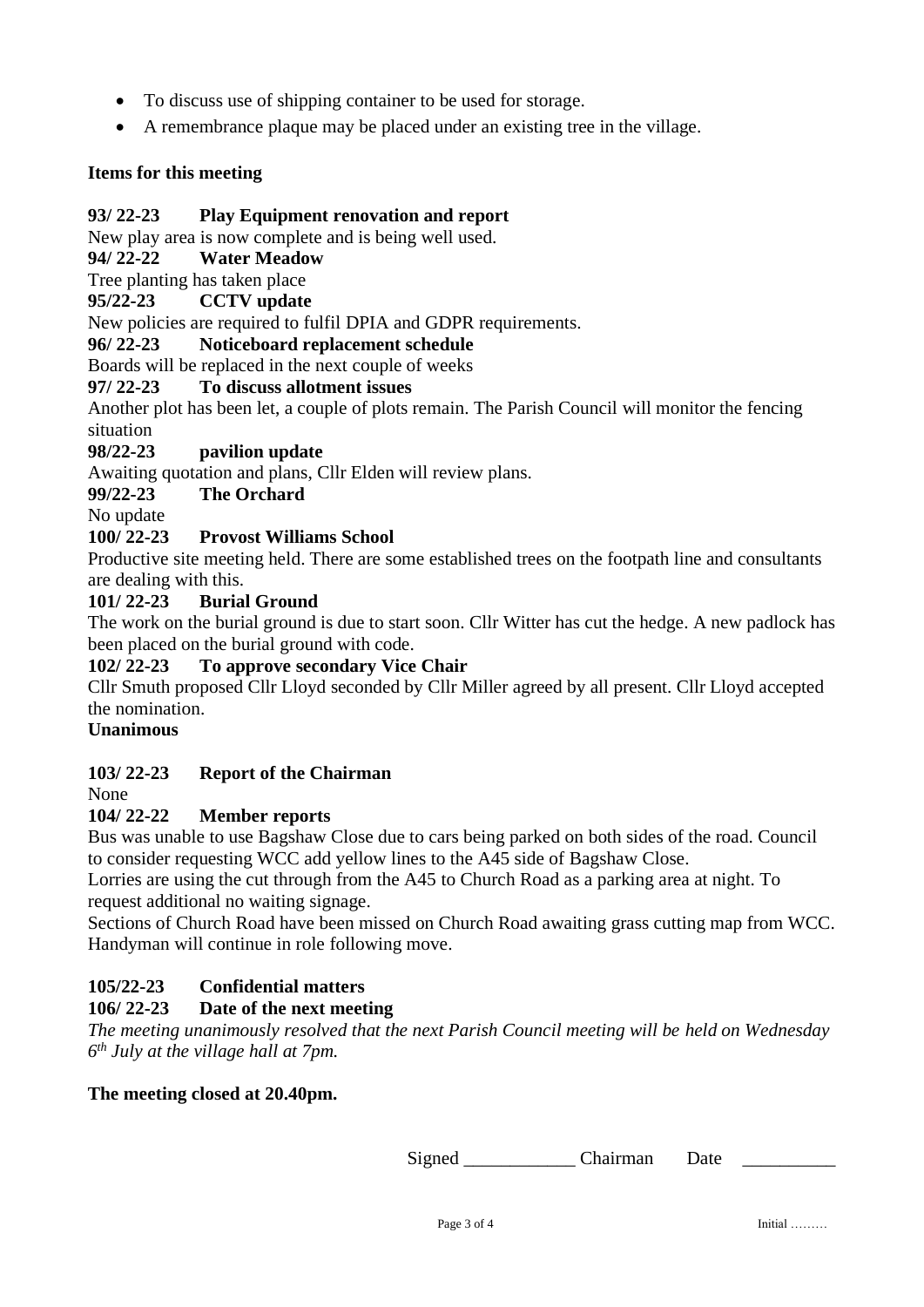- To discuss use of shipping container to be used for storage.
- A remembrance plaque may be placed under an existing tree in the village.

**Items for this meeting**

**93/ 22-23 Play Equipment renovation and report**

New play area is now complete and is being well used.

**94/ 22-22 Water Meadow**

Tree planting has taken place

**95/22-23 CCTV update**

New policies are required to fulfil DPIA and GDPR requirements.

**96/ 22-23 Noticeboard replacement schedule**

Boards will be replaced in the next couple of weeks

**97/ 22-23 To discuss allotment issues**

Another plot has been let, a couple of plots remain. The Parish Council will monitor the fencing situation

**98/22-23 pavilion update**

Awaiting quotation and plans, Cllr Elden will review plans.

**99/22-23 The Orchard**

No update

**100/ 22-23 Provost Williams School**

Productive site meeting held. There are some established trees on the footpath line and consultants are dealing with this.

**101/ 22-23 Burial Ground**

The work on the burial ground is due to start soon. Cllr Witter has cut the hedge. A new padlock has been placed on the burial ground with code.

**102/ 22-23 To approve secondary Vice Chair**

Cllr Smuth proposed Cllr Lloyd seconded by Cllr Miller agreed by all present. Cllr Lloyd accepted the nomination.

**Unanimous**

**103/ 22-23 Report of the Chairman**

None

**104/ 22-22 Member reports**

Bus was unable to use Bagshaw Close due to cars being parked on both sides of the road. Council to consider requesting WCC add yellow lines to the A45 side of Bagshaw Close.

Lorries are using the cut through from the A45 to Church Road as a parking area at night. To request additional no waiting signage.

Sections of Church Road have been missed on Church Road awaiting grass cutting map from WCC. Handyman will continue in role following move.

**105/22-23 Confidential matters**

**106/ 22-23 Date of the next meeting**

*The meeting unanimously resolved that the next Parish Council meeting will be held on Wednesday 6th July at the village hall at 7pm.*

**The meeting closed at 20.40pm.**

Signed ____________ Chairman Date __________

Initial ………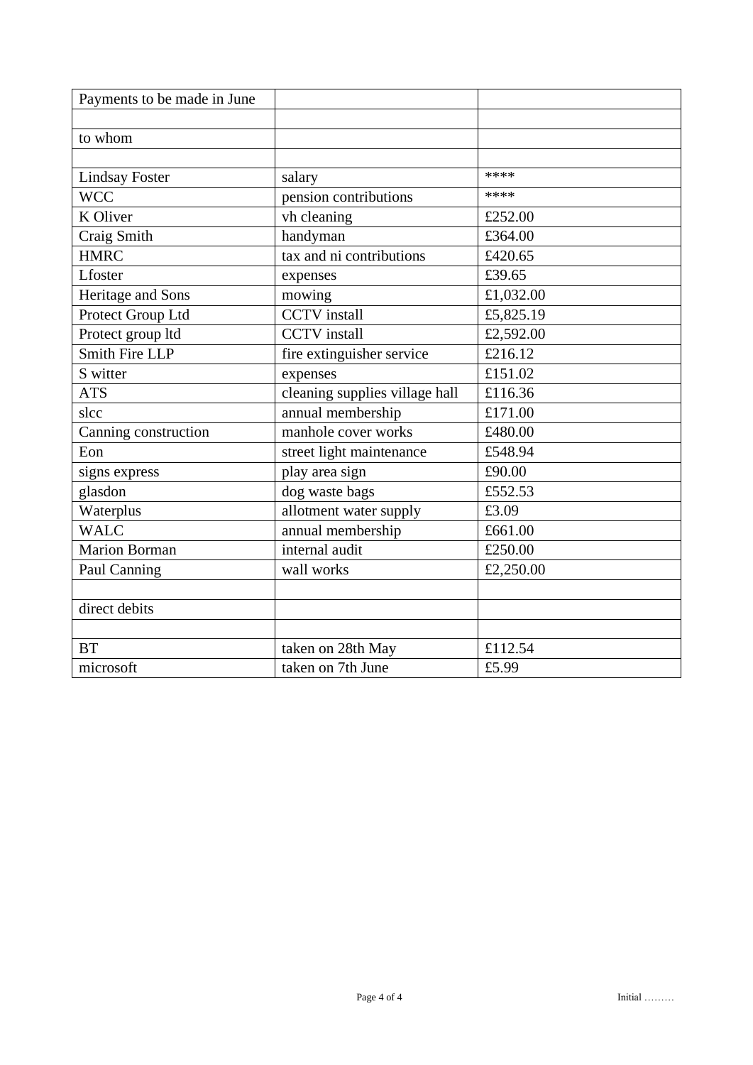| | | |
|---|---|---|
| Payments to be made in June | | |
| | | |
| to whom | | |
| | | |
| Lindsay Foster | salary | **** |
| WCC | pension contributions | **** |
| K Oliver | vh cleaning | £252.00 |
| Craig Smith | handyman | £364.00 |
| HMRC | tax and ni contributions | £420.65 |
| Lfoster | expenses | £39.65 |
| Heritage and Sons | mowing | £1,032.00 |
| Protect Group Ltd | CCTV install | £5,825.19 |
| Protect group ltd | CCTV install | £2,592.00 |
| Smith Fire LLP | fire extinguisher service | £216.12 |
| S witter | expenses | £151.02 |
| ATS | cleaning supplies village hall | £116.36 |
| slcc | annual membership | £171.00 |
| Canning construction | manhole cover works | £480.00 |
| Eon | street light maintenance | £548.94 |
| signs express | play area sign | £90.00 |
| glasdon | dog waste bags | £552.53 |
| Waterplus | allotment water supply | £3.09 |
| WALC | annual membership | £661.00 |
| Marion Borman | internal audit | £250.00 |
| Paul Canning | wall works | £2,250.00 |
| | | |
| direct debits | | |
| | | |
| BT | taken on 28th May | £112.54 |
| microsoft | taken on 7th June | £5.99 |

Initial ………